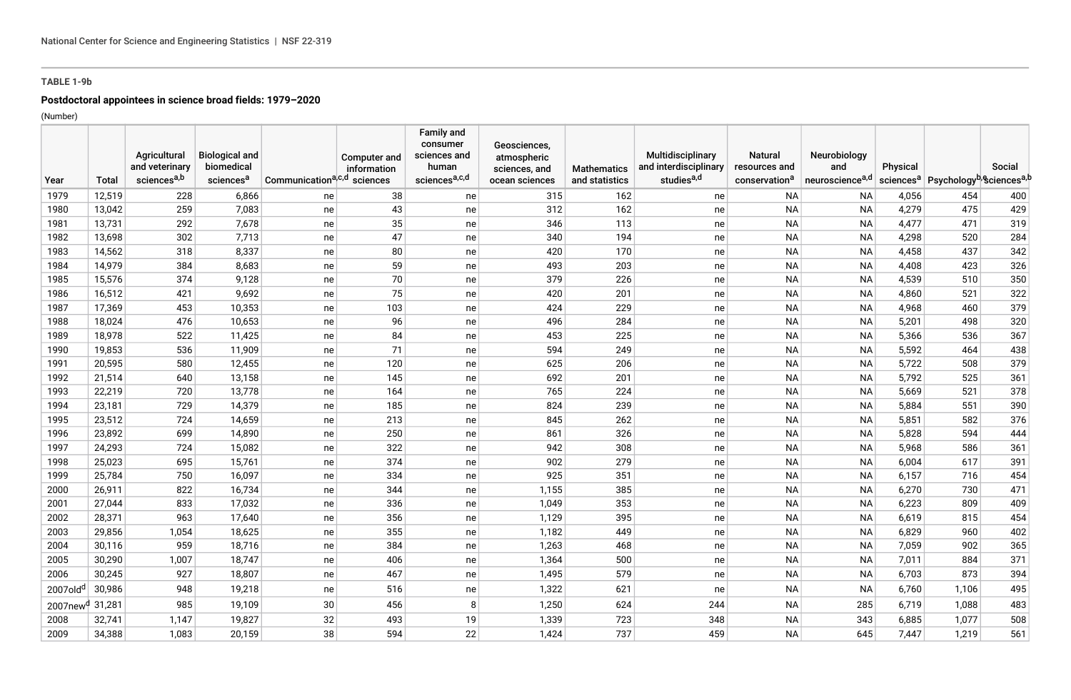National Center for Science and Engineering Statistics | NSF 22-319

**TABLE 1-9b**

**Postdoctoral appointees in science broad fields: 1979–2020**

(Number)

| Year | Total | Agricultural and veterinary sciences[a,b] | Biological and biomedical sciences[a] | Communication[a,c,d] | Computer and information sciences | Family and consumer sciences and human sciences[a,c,d] | Geosciences, atmospheric sciences, and ocean sciences | Mathematics and statistics | Multidisciplinary and interdisciplinary studies[a,d] | Natural resources and conservation[a] | Neurobiology and neuroscience[a,d] | Physical sciences[a] | Psychology[b,e] | Social sciences[a,b] |
|---|---|---|---|---|---|---|---|---|---|---|---|---|---|---|
| 1979 | 12,519 | 228 | 6,866 | ne | 38 | ne | 315 | 162 | ne | NA | NA | 4,056 | 454 | 400 |
| 1980 | 13,042 | 259 | 7,083 | ne | 43 | ne | 312 | 162 | ne | NA | NA | 4,279 | 475 | 429 |
| 1981 | 13,731 | 292 | 7,678 | ne | 35 | ne | 346 | 113 | ne | NA | NA | 4,477 | 471 | 319 |
| 1982 | 13,698 | 302 | 7,713 | ne | 47 | ne | 340 | 194 | ne | NA | NA | 4,298 | 520 | 284 |
| 1983 | 14,562 | 318 | 8,337 | ne | 80 | ne | 420 | 170 | ne | NA | NA | 4,458 | 437 | 342 |
| 1984 | 14,979 | 384 | 8,683 | ne | 59 | ne | 493 | 203 | ne | NA | NA | 4,408 | 423 | 326 |
| 1985 | 15,576 | 374 | 9,128 | ne | 70 | ne | 379 | 226 | ne | NA | NA | 4,539 | 510 | 350 |
| 1986 | 16,512 | 421 | 9,692 | ne | 75 | ne | 420 | 201 | ne | NA | NA | 4,860 | 521 | 322 |
| 1987 | 17,369 | 453 | 10,353 | ne | 103 | ne | 424 | 229 | ne | NA | NA | 4,968 | 460 | 379 |
| 1988 | 18,024 | 476 | 10,653 | ne | 96 | ne | 496 | 284 | ne | NA | NA | 5,201 | 498 | 320 |
| 1989 | 18,978 | 522 | 11,425 | ne | 84 | ne | 453 | 225 | ne | NA | NA | 5,366 | 536 | 367 |
| 1990 | 19,853 | 536 | 11,909 | ne | 71 | ne | 594 | 249 | ne | NA | NA | 5,592 | 464 | 438 |
| 1991 | 20,595 | 580 | 12,455 | ne | 120 | ne | 625 | 206 | ne | NA | NA | 5,722 | 508 | 379 |
| 1992 | 21,514 | 640 | 13,158 | ne | 145 | ne | 692 | 201 | ne | NA | NA | 5,792 | 525 | 361 |
| 1993 | 22,219 | 720 | 13,778 | ne | 164 | ne | 765 | 224 | ne | NA | NA | 5,669 | 521 | 378 |
| 1994 | 23,181 | 729 | 14,379 | ne | 185 | ne | 824 | 239 | ne | NA | NA | 5,884 | 551 | 390 |
| 1995 | 23,512 | 724 | 14,659 | ne | 213 | ne | 845 | 262 | ne | NA | NA | 5,851 | 582 | 376 |
| 1996 | 23,892 | 699 | 14,890 | ne | 250 | ne | 861 | 326 | ne | NA | NA | 5,828 | 594 | 444 |
| 1997 | 24,293 | 724 | 15,082 | ne | 322 | ne | 942 | 308 | ne | NA | NA | 5,968 | 586 | 361 |
| 1998 | 25,023 | 695 | 15,761 | ne | 374 | ne | 902 | 279 | ne | NA | NA | 6,004 | 617 | 391 |
| 1999 | 25,784 | 750 | 16,097 | ne | 334 | ne | 925 | 351 | ne | NA | NA | 6,157 | 716 | 454 |
| 2000 | 26,911 | 822 | 16,734 | ne | 344 | ne | 1,155 | 385 | ne | NA | NA | 6,270 | 730 | 471 |
| 2001 | 27,044 | 833 | 17,032 | ne | 336 | ne | 1,049 | 353 | ne | NA | NA | 6,223 | 809 | 409 |
| 2002 | 28,371 | 963 | 17,640 | ne | 356 | ne | 1,129 | 395 | ne | NA | NA | 6,619 | 815 | 454 |
| 2003 | 29,856 | 1,054 | 18,625 | ne | 355 | ne | 1,182 | 449 | ne | NA | NA | 6,829 | 960 | 402 |
| 2004 | 30,116 | 959 | 18,716 | ne | 384 | ne | 1,263 | 468 | ne | NA | NA | 7,059 | 902 | 365 |
| 2005 | 30,290 | 1,007 | 18,747 | ne | 406 | ne | 1,364 | 500 | ne | NA | NA | 7,011 | 884 | 371 |
| 2006 | 30,245 | 927 | 18,807 | ne | 467 | ne | 1,495 | 579 | ne | NA | NA | 6,703 | 873 | 394 |
| 2007old[d] | 30,986 | 948 | 19,218 | ne | 516 | ne | 1,322 | 621 | ne | NA | NA | 6,760 | 1,106 | 495 |
| 2007new[d] | 31,281 | 985 | 19,109 | 30 | 456 | 8 | 1,250 | 624 | 244 | NA | 285 | 6,719 | 1,088 | 483 |
| 2008 | 32,741 | 1,147 | 19,827 | 32 | 493 | 19 | 1,339 | 723 | 348 | NA | 343 | 6,885 | 1,077 | 508 |
| 2009 | 34,388 | 1,083 | 20,159 | 38 | 594 | 22 | 1,424 | 737 | 459 | NA | 645 | 7,447 | 1,219 | 561 |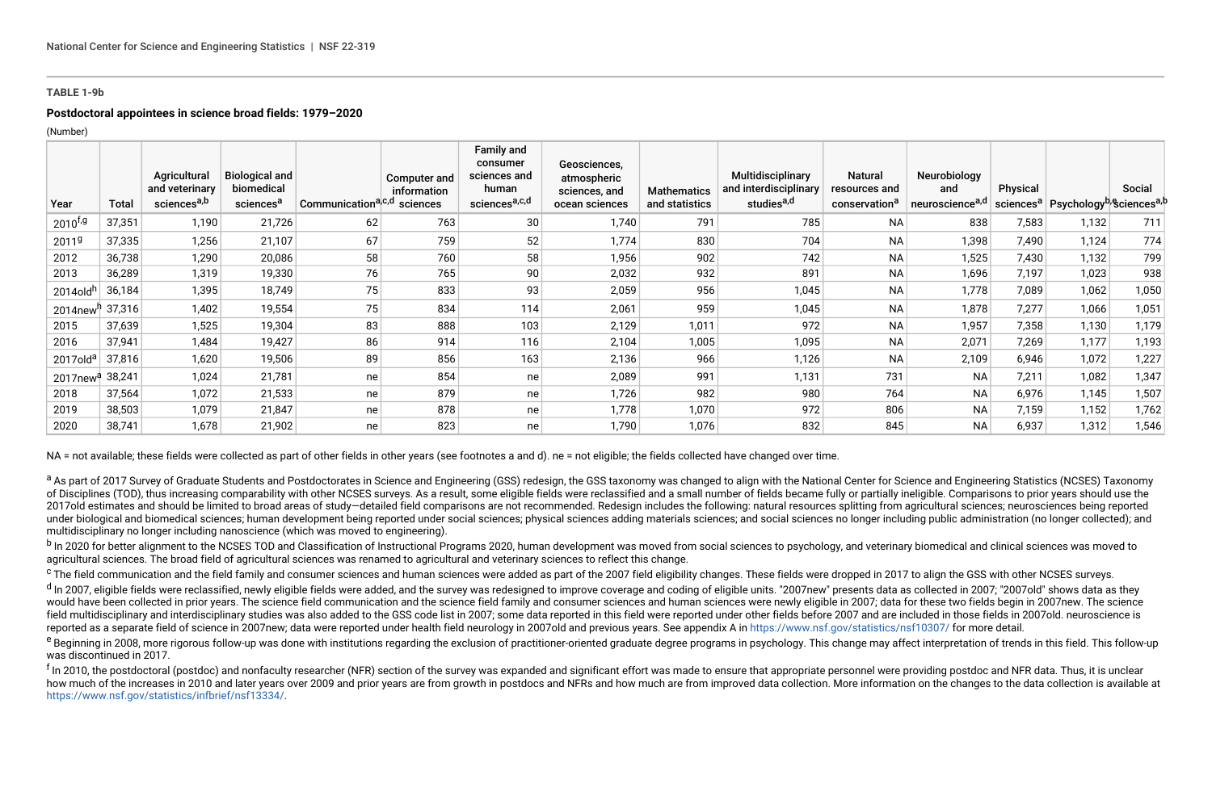**TABLE 1-9b**

**Postdoctoral appointees in science broad fields: 1979–2020**

(Number)

| Year | Total | Agricultural and veterinary sciences[a,b] | Biological and biomedical sciences[a] | Communication[a,c,d] | Computer and information sciences | Family and consumer sciences and human sciences[a,c,d] | Geosciences, atmospheric sciences, and ocean sciences | Mathematics and statistics | Multidisciplinary and interdisciplinary studies[a,d] | Natural resources and conservation[a] | Neurobiology and neuroscience[a,d] | Physical sciences[a] | Psychology[b,e] | Social sciences[a,b] |
|---|---|---|---|---|---|---|---|---|---|---|---|---|---|---|
| 2010[f,g] | 37,351 | 1,190 | 21,726 | 62 | 763 | 30 | 1,740 | 791 | 785 | NA | 838 | 7,583 | 1,132 | 711 |
| 2011[g] | 37,335 | 1,256 | 21,107 | 67 | 759 | 52 | 1,774 | 830 | 704 | NA | 1,398 | 7,490 | 1,124 | 774 |
| 2012 | 36,738 | 1,290 | 20,086 | 58 | 760 | 58 | 1,956 | 902 | 742 | NA | 1,525 | 7,430 | 1,132 | 799 |
| 2013 | 36,289 | 1,319 | 19,330 | 76 | 765 | 90 | 2,032 | 932 | 891 | NA | 1,696 | 7,197 | 1,023 | 938 |
| 2014old[h] | 36,184 | 1,395 | 18,749 | 75 | 833 | 93 | 2,059 | 956 | 1,045 | NA | 1,778 | 7,089 | 1,062 | 1,050 |
| 2014new[h] | 37,316 | 1,402 | 19,554 | 75 | 834 | 114 | 2,061 | 959 | 1,045 | NA | 1,878 | 7,277 | 1,066 | 1,051 |
| 2015 | 37,639 | 1,525 | 19,304 | 83 | 888 | 103 | 2,129 | 1,011 | 972 | NA | 1,957 | 7,358 | 1,130 | 1,179 |
| 2016 | 37,941 | 1,484 | 19,427 | 86 | 914 | 116 | 2,104 | 1,005 | 1,095 | NA | 2,071 | 7,269 | 1,177 | 1,193 |
| 2017old[a] | 37,816 | 1,620 | 19,506 | 89 | 856 | 163 | 2,136 | 966 | 1,126 | NA | 2,109 | 6,946 | 1,072 | 1,227 |
| 2017new[a] | 38,241 | 1,024 | 21,781 | ne | 854 | ne | 2,089 | 991 | 1,131 | 731 | NA | 7,211 | 1,082 | 1,347 |
| 2018 | 37,564 | 1,072 | 21,533 | ne | 879 | ne | 1,726 | 982 | 980 | 764 | NA | 6,976 | 1,145 | 1,507 |
| 2019 | 38,503 | 1,079 | 21,847 | ne | 878 | ne | 1,778 | 1,070 | 972 | 806 | NA | 7,159 | 1,152 | 1,762 |
| 2020 | 38,741 | 1,678 | 21,902 | ne | 823 | ne | 1,790 | 1,076 | 832 | 845 | NA | 6,937 | 1,312 | 1,546 |

NA = not available; these fields were collected as part of other fields in other years (see footnotes a and d). ne = not eligible; the fields collected have changed over time.

[a] As part of 2017 Survey of Graduate Students and Postdoctorates in Science and Engineering (GSS) redesign, the GSS taxonomy was changed to align with the National Center for Science and Engineering Statistics (NCSES) Taxonomy of Disciplines (TOD), thus increasing comparability with other NCSES surveys. As a result, some eligible fields were reclassified and a small number of fields became fully or partially ineligible. Comparisons to prior years should use the 2017old estimates and should be limited to broad areas of study—detailed field comparisons are not recommended. Redesign includes the following: natural resources splitting from agricultural sciences; neurosciences being reported under biological and biomedical sciences; human development being reported under social sciences; physical sciences adding materials sciences; and social sciences no longer including public administration (no longer collected); and multidisciplinary no longer including nanoscience (which was moved to engineering).

[b] In 2020 for better alignment to the NCSES TOD and Classification of Instructional Programs 2020, human development was moved from social sciences to psychology, and veterinary biomedical and clinical sciences was moved to agricultural sciences. The broad field of agricultural sciences was renamed to agricultural and veterinary sciences to reflect this change.

[c] The field communication and the field family and consumer sciences and human sciences were added as part of the 2007 field eligibility changes. These fields were dropped in 2017 to align the GSS with other NCSES surveys.

[d] In 2007, eligible fields were reclassified, newly eligible fields were added, and the survey was redesigned to improve coverage and coding of eligible units. "2007new" presents data as collected in 2007; "2007old" shows data as they would have been collected in prior years. The science field communication and the science field family and consumer sciences and human sciences were newly eligible in 2007; data for these two fields begin in 2007new. The science field multidisciplinary and interdisciplinary studies was also added to the GSS code list in 2007; some data reported in this field were reported under other fields before 2007 and are included in those fields in 2007old. neuroscience is reported as a separate field of science in 2007new; data were reported under health field neurology in 2007old and previous years. See appendix A in https://www.nsf.gov/statistics/nsf10307/ for more detail.

[e] Beginning in 2008, more rigorous follow-up was done with institutions regarding the exclusion of practitioner-oriented graduate degree programs in psychology. This change may affect interpretation of trends in this field. This follow-up was discontinued in 2017.

[f] In 2010, the postdoctoral (postdoc) and nonfaculty researcher (NFR) section of the survey was expanded and significant effort was made to ensure that appropriate personnel were providing postdoc and NFR data. Thus, it is unclear how much of the increases in 2010 and later years over 2009 and prior years are from growth in postdocs and NFRs and how much are from improved data collection. More information on the changes to the data collection is available at https://www.nsf.gov/statistics/infbrief/nsf13334/.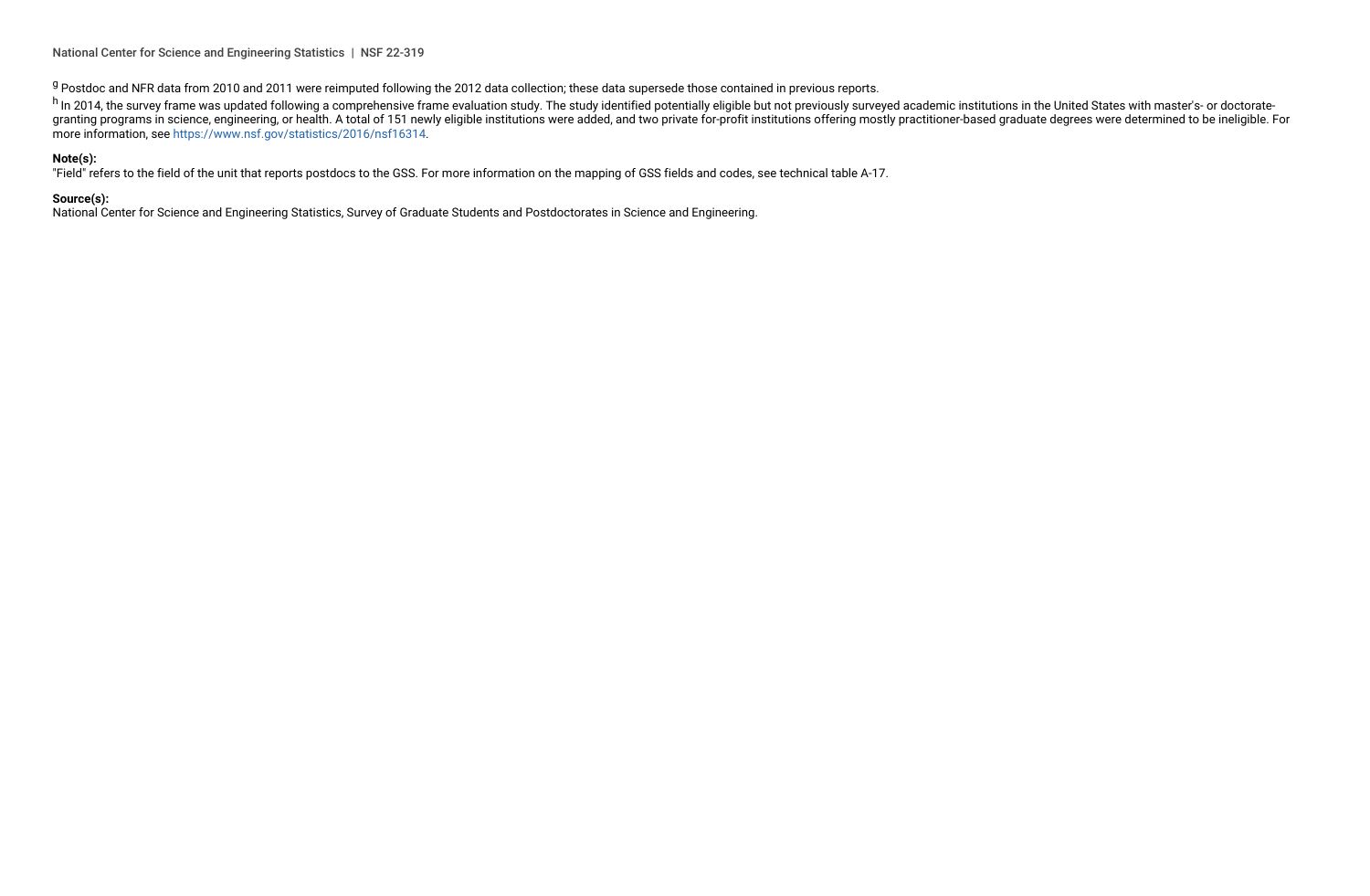[g] Postdoc and NFR data from 2010 and 2011 were reimputed following the 2012 data collection; these data supersede those contained in previous reports.

[h] In 2014, the survey frame was updated following a comprehensive frame evaluation study. The study identified potentially eligible but not previously surveyed academic institutions in the United States with master's- or doctorate-granting programs in science, engineering, or health. A total of 151 newly eligible institutions were added, and two private for-profit institutions offering mostly practitioner-based graduate degrees were determined to be ineligible. For more information, see https://www.nsf.gov/statistics/2016/nsf16314.

**Note(s):**
"Field" refers to the field of the unit that reports postdocs to the GSS. For more information on the mapping of GSS fields and codes, see technical table A-17.

**Source(s):**
National Center for Science and Engineering Statistics, Survey of Graduate Students and Postdoctorates in Science and Engineering.